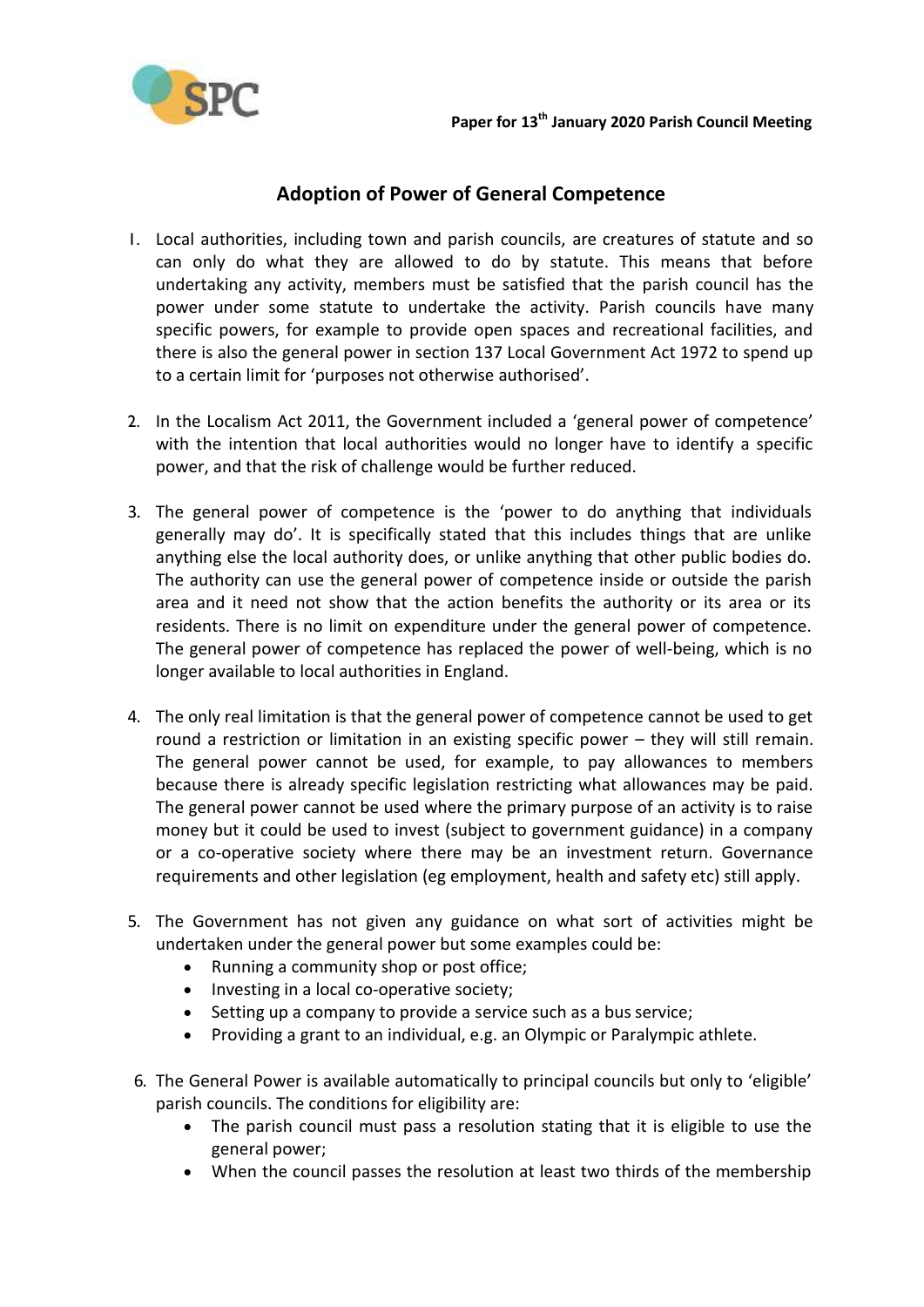**Paper for 13th January 2020 Parish Council Meeting**

## Adoption of Power of General Competence

1. Local authorities, including town and parish councils, are creatures of statute and so can only do what they are allowed to do by statute. This means that before undertaking any activity, members must be satisfied that the parish council has the power under some statute to undertake the activity. Parish councils have many specific powers, for example to provide open spaces and recreational facilities, and there is also the general power in section 137 Local Government Act 1972 to spend up to a certain limit for 'purposes not otherwise authorised'.

2. In the Localism Act 2011, the Government included a 'general power of competence' with the intention that local authorities would no longer have to identify a specific power, and that the risk of challenge would be further reduced.

3. The general power of competence is the 'power to do anything that individuals generally may do'. It is specifically stated that this includes things that are unlike anything else the local authority does, or unlike anything that other public bodies do. The authority can use the general power of competence inside or outside the parish area and it need not show that the action benefits the authority or its area or its residents. There is no limit on expenditure under the general power of competence. The general power of competence has replaced the power of well-being, which is no longer available to local authorities in England.

4. The only real limitation is that the general power of competence cannot be used to get round a restriction or limitation in an existing specific power – they will still remain. The general power cannot be used, for example, to pay allowances to members because there is already specific legislation restricting what allowances may be paid. The general power cannot be used where the primary purpose of an activity is to raise money but it could be used to invest (subject to government guidance) in a company or a co-operative society where there may be an investment return. Governance requirements and other legislation (eg employment, health and safety etc) still apply.

5. The Government has not given any guidance on what sort of activities might be undertaken under the general power but some examples could be:
   - Running a community shop or post office;
   - Investing in a local co-operative society;
   - Setting up a company to provide a service such as a bus service;
   - Providing a grant to an individual, e.g. an Olympic or Paralympic athlete.

6. The General Power is available automatically to principal councils but only to 'eligible' parish councils. The conditions for eligibility are:
   - The parish council must pass a resolution stating that it is eligible to use the general power;
   - When the council passes the resolution at least two thirds of the membership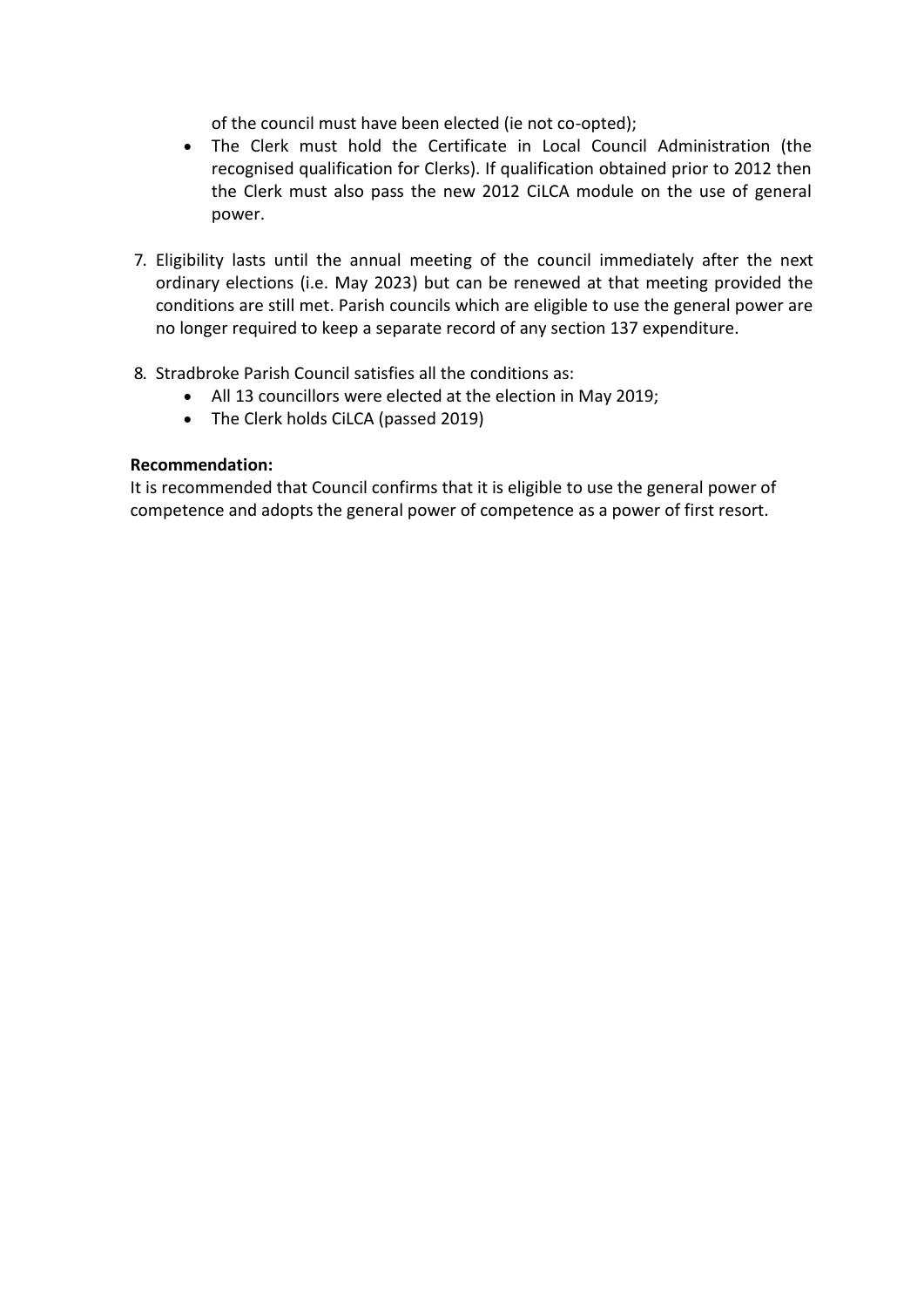of the council must have been elected (ie not co-opted);

- The Clerk must hold the Certificate in Local Council Administration (the recognised qualification for Clerks). If qualification obtained prior to 2012 then the Clerk must also pass the new 2012 CiLCA module on the use of general power.

7. Eligibility lasts until the annual meeting of the council immediately after the next ordinary elections (i.e. May 2023) but can be renewed at that meeting provided the conditions are still met. Parish councils which are eligible to use the general power are no longer required to keep a separate record of any section 137 expenditure.

8. Stradbroke Parish Council satisfies all the conditions as:
   - All 13 councillors were elected at the election in May 2019;
   - The Clerk holds CiLCA (passed 2019)

**Recommendation:**
It is recommended that Council confirms that it is eligible to use the general power of competence and adopts the general power of competence as a power of first resort.